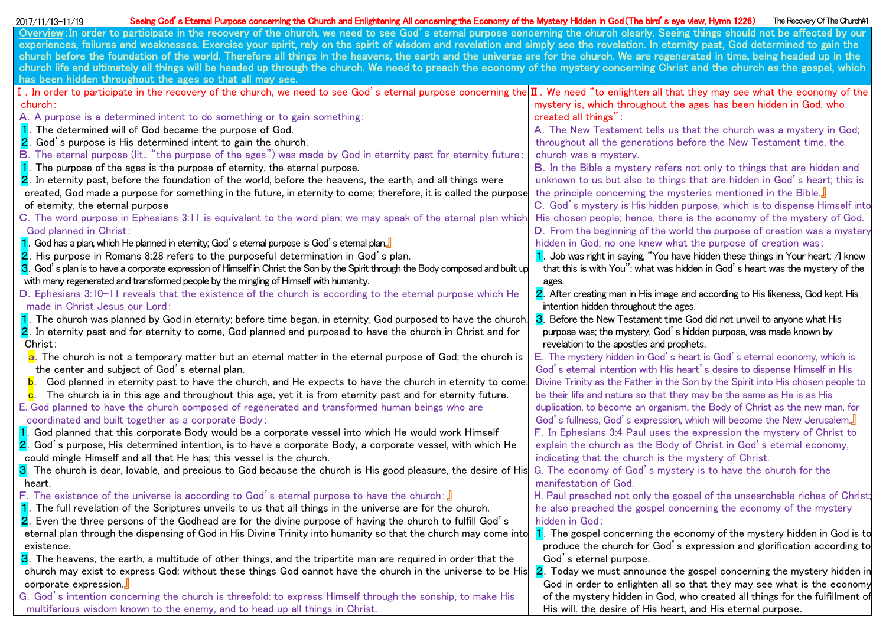# Seeing God's Eternal Purpose concerning the Church and Enlightening All concerning the Economy of the Mystery Hidden in God (The bird's eye view, Hymn 1226)

2017/11/13-11/19 — The Recovery Of The Church#1

**Overview**: In order to participate in the recovery of the church, we need to see God's eternal purpose concerning the church clearly. Seeing things should not be affected by our experiences, failures and weaknesses. Exercise your spirit, rely on the spirit of wisdom and revelation and simply see the revelation. In eternity past, God determined to gain the church before the foundation of the world. Therefore all things in the heavens, the earth and the universe are for the church. We are regenerated in time, being headed up in the church life and ultimately all things will be headed up through the church. We need to preach the economy of the mystery concerning Christ and the church as the gospel, which has been hidden throughout the ages so that all may see.

## Ⅰ. In order to participate in the recovery of the church, we need to see God's eternal purpose concerning the church:

A. A purpose is a determined intent to do something or to gain something:

1. The determined will of God became the purpose of God.
2. God's purpose is His determined intent to gain the church.

B. The eternal purpose (lit., "the purpose of the ages") was made by God in eternity past for eternity future:

1. The purpose of the ages is the purpose of eternity, the eternal purpose.
2. In eternity past, before the foundation of the world, before the heavens, the earth, and all things were created, God made a purpose for something in the future, in eternity to come; therefore, it is called the purpose of eternity, the eternal purpose

C. The word purpose in Ephesians 3:11 is equivalent to the word plan; we may speak of the eternal plan which God planned in Christ:

1. God has a plan, which He planned in eternity; God's eternal purpose is God's eternal plan.』
2. His purpose in Romans 8:28 refers to the purposeful determination in God's plan.
3. God's plan is to have a corporate expression of Himself in Christ the Son by the Spirit through the Body composed and built up with many regenerated and transformed people by the mingling of Himself with humanity.

D. Ephesians 3:10-11 reveals that the existence of the church is according to the eternal purpose which He made in Christ Jesus our Lord:

1. The church was planned by God in eternity; before time began, in eternity, God purposed to have the church.
2. In eternity past and for eternity to come, God planned and purposed to have the church in Christ and for Christ:
   - a. The church is not a temporary matter but an eternal matter in the eternal purpose of God; the church is the center and subject of God's eternal plan.
   - b. God planned in eternity past to have the church, and He expects to have the church in eternity to come.
   - c. The church is in this age and throughout this age, yet it is from eternity past and for eternity future.

E. God planned to have the church composed of regenerated and transformed human beings who are coordinated and built together as a corporate Body:

1. God planned that this corporate Body would be a corporate vessel into which He would work Himself
2. God's purpose, His determined intention, is to have a corporate Body, a corporate vessel, with which He could mingle Himself and all that He has; this vessel is the church.
3. The church is dear, lovable, and precious to God because the church is His good pleasure, the desire of His heart.

F. The existence of the universe is according to God's eternal purpose to have the church:』

1. The full revelation of the Scriptures unveils to us that all things in the universe are for the church.
2. Even the three persons of the Godhead are for the divine purpose of having the church to fulfill God's eternal plan through the dispensing of God in His Divine Trinity into humanity so that the church may come into existence.
3. The heavens, the earth, a multitude of other things, and the tripartite man are required in order that the church may exist to express God; without these things God cannot have the church in the universe to be His corporate expression.』

G. God's intention concerning the church is threefold: to express Himself through the sonship, to make His multifarious wisdom known to the enemy, and to head up all things in Christ.

## Ⅱ. We need "to enlighten all that they may see what the economy of the mystery is, which throughout the ages has been hidden in God, who created all things":

A. The New Testament tells us that the church was a mystery in God; throughout all the generations before the New Testament time, the church was a mystery.

B. In the Bible a mystery refers not only to things that are hidden and unknown to us but also to things that are hidden in God's heart; this is the principle concerning the mysteries mentioned in the Bible.』

C. God's mystery is His hidden purpose, which is to dispense Himself into His chosen people; hence, there is the economy of the mystery of God.

D. From the beginning of the world the purpose of creation was a mystery hidden in God; no one knew what the purpose of creation was:

1. Job was right in saying, "You have hidden these things in Your heart: /I know that this is with You"; what was hidden in God's heart was the mystery of the ages.
2. After creating man in His image and according to His likeness, God kept His intention hidden throughout the ages.
3. Before the New Testament time God did not unveil to anyone what His purpose was; the mystery, God's hidden purpose, was made known by revelation to the apostles and prophets.

E. The mystery hidden in God's heart is God's eternal economy, which is God's eternal intention with His heart's desire to dispense Himself in His Divine Trinity as the Father in the Son by the Spirit into His chosen people to be their life and nature so that they may be the same as He is as His duplication, to become an organism, the Body of Christ as the new man, for God's fullness, God's expression, which will become the New Jerusalem.』

F. In Ephesians 3:4 Paul uses the expression the mystery of Christ to explain the church as the Body of Christ in God's eternal economy, indicating that the church is the mystery of Christ.

G. The economy of God's mystery is to have the church for the manifestation of God.

H. Paul preached not only the gospel of the unsearchable riches of Christ; he also preached the gospel concerning the economy of the mystery hidden in God:

1. The gospel concerning the economy of the mystery hidden in God is to produce the church for God's expression and glorification according to God's eternal purpose.
2. Today we must announce the gospel concerning the mystery hidden in God in order to enlighten all so that they may see what is the economy of the mystery hidden in God, who created all things for the fulfillment of His will, the desire of His heart, and His eternal purpose.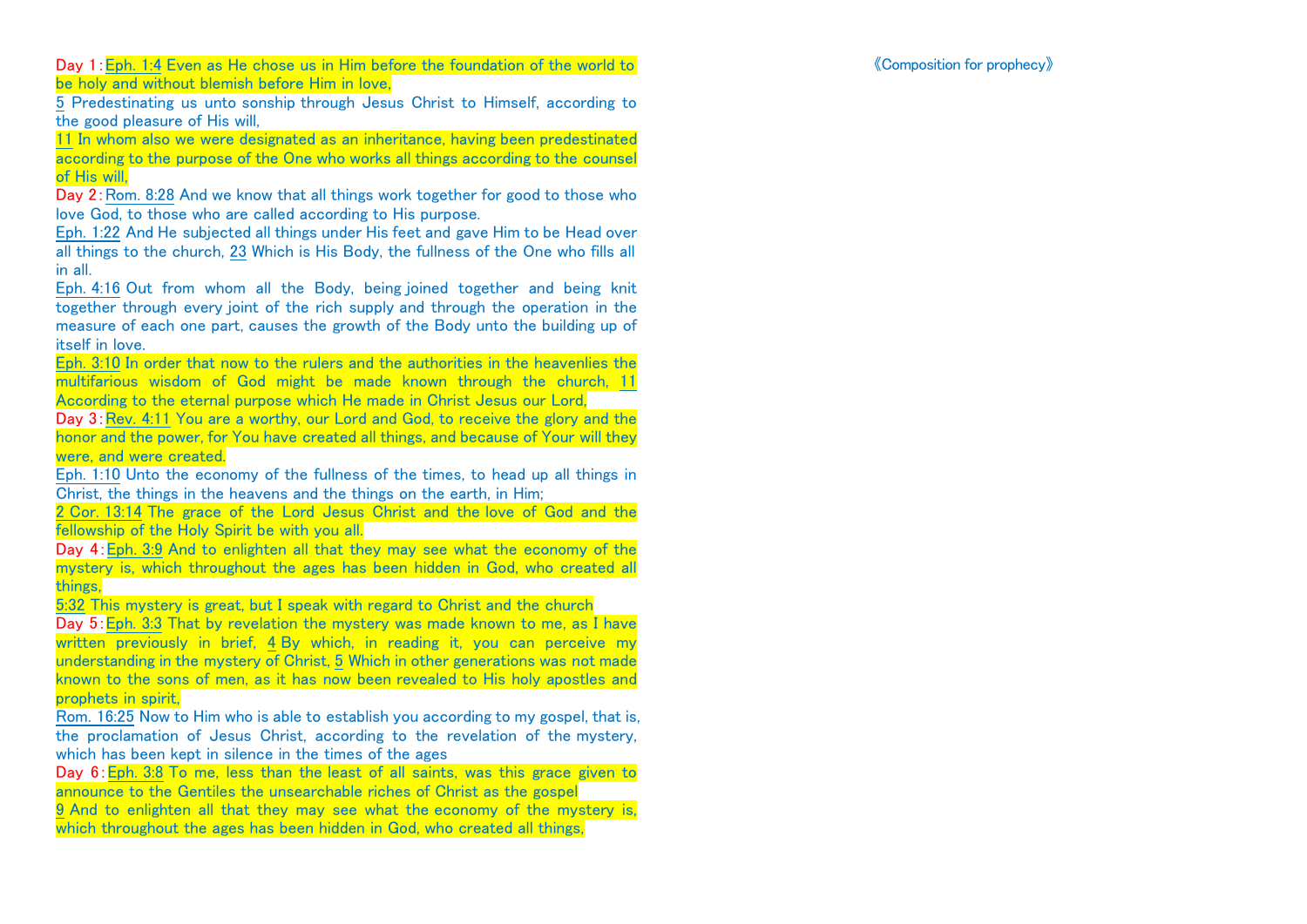《Composition for prophecy》

Day 1: Eph. 1:4 Even as He chose us in Him before the foundation of the world to be holy and without blemish before Him in love,
5 Predestinating us unto sonship through Jesus Christ to Himself, according to the good pleasure of His will,
11 In whom also we were designated as an inheritance, having been predestinated according to the purpose of the One who works all things according to the counsel of His will,

Day 2: Rom. 8:28 And we know that all things work together for good to those who love God, to those who are called according to His purpose.
Eph. 1:22 And He subjected all things under His feet and gave Him to be Head over all things to the church, 23 Which is His Body, the fullness of the One who fills all in all.
Eph. 4:16 Out from whom all the Body, being joined together and being knit together through every joint of the rich supply and through the operation in the measure of each one part, causes the growth of the Body unto the building up of itself in love.
Eph. 3:10 In order that now to the rulers and the authorities in the heavenlies the multifarious wisdom of God might be made known through the church, 11 According to the eternal purpose which He made in Christ Jesus our Lord,

Day 3: Rev. 4:11 You are a worthy, our Lord and God, to receive the glory and the honor and the power, for You have created all things, and because of Your will they were, and were created.
Eph. 1:10 Unto the economy of the fullness of the times, to head up all things in Christ, the things in the heavens and the things on the earth, in Him;
2 Cor. 13:14 The grace of the Lord Jesus Christ and the love of God and the fellowship of the Holy Spirit be with you all.

Day 4: Eph. 3:9 And to enlighten all that they may see what the economy of the mystery is, which throughout the ages has been hidden in God, who created all things,
5:32 This mystery is great, but I speak with regard to Christ and the church

Day 5: Eph. 3:3 That by revelation the mystery was made known to me, as I have written previously in brief, 4 By which, in reading it, you can perceive my understanding in the mystery of Christ, 5 Which in other generations was not made known to the sons of men, as it has now been revealed to His holy apostles and prophets in spirit,
Rom. 16:25 Now to Him who is able to establish you according to my gospel, that is, the proclamation of Jesus Christ, according to the revelation of the mystery, which has been kept in silence in the times of the ages

Day 6: Eph. 3:8 To me, less than the least of all saints, was this grace given to announce to the Gentiles the unsearchable riches of Christ as the gospel
9 And to enlighten all that they may see what the economy of the mystery is, which throughout the ages has been hidden in God, who created all things,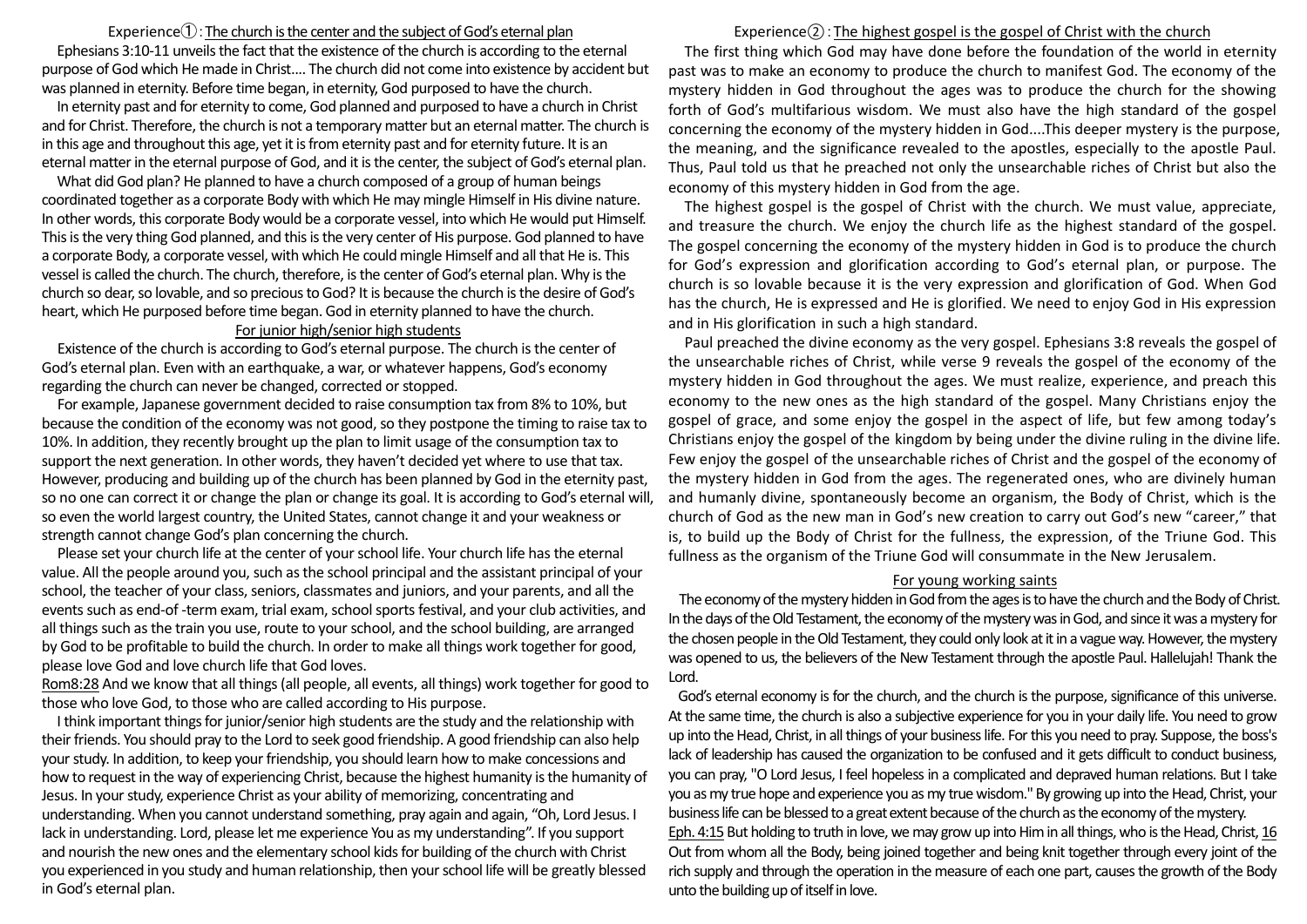## Experience①: The church is the center and the subject of God's eternal plan

Ephesians 3:10-11 unveils the fact that the existence of the church is according to the eternal purpose of God which He made in Christ.... The church did not come into existence by accident but was planned in eternity. Before time began, in eternity, God purposed to have the church.

In eternity past and for eternity to come, God planned and purposed to have a church in Christ and for Christ. Therefore, the church is not a temporary matter but an eternal matter. The church is in this age and throughout this age, yet it is from eternity past and for eternity future. It is an eternal matter in the eternal purpose of God, and it is the center, the subject of God's eternal plan.

What did God plan? He planned to have a church composed of a group of human beings coordinated together as a corporate Body with which He may mingle Himself in His divine nature. In other words, this corporate Body would be a corporate vessel, into which He would put Himself. This is the very thing God planned, and this is the very center of His purpose. God planned to have a corporate Body, a corporate vessel, with which He could mingle Himself and all that He is. This vessel is called the church. The church, therefore, is the center of God's eternal plan. Why is the church so dear, so lovable, and so precious to God? It is because the church is the desire of God's heart, which He purposed before time began. God in eternity planned to have the church.

### For junior high/senior high students

Existence of the church is according to God's eternal purpose. The church is the center of God's eternal plan. Even with an earthquake, a war, or whatever happens, God's economy regarding the church can never be changed, corrected or stopped.

For example, Japanese government decided to raise consumption tax from 8% to 10%, but because the condition of the economy was not good, so they postpone the timing to raise tax to 10%. In addition, they recently brought up the plan to limit usage of the consumption tax to support the next generation. In other words, they haven't decided yet where to use that tax. However, producing and building up of the church has been planned by God in the eternity past, so no one can correct it or change the plan or change its goal. It is according to God's eternal will, so even the world largest country, the United States, cannot change it and your weakness or strength cannot change God's plan concerning the church.

Please set your church life at the center of your school life. Your church life has the eternal value. All the people around you, such as the school principal and the assistant principal of your school, the teacher of your class, seniors, classmates and juniors, and your parents, and all the events such as end-of -term exam, trial exam, school sports festival, and your club activities, and all things such as the train you use, route to your school, and the school building, are arranged by God to be profitable to build the church. In order to make all things work together for good, please love God and love church life that God loves.

Rom8:28 And we know that all things (all people, all events, all things) work together for good to those who love God, to those who are called according to His purpose.

I think important things for junior/senior high students are the study and the relationship with their friends. You should pray to the Lord to seek good friendship. A good friendship can also help your study. In addition, to keep your friendship, you should learn how to make concessions and how to request in the way of experiencing Christ, because the highest humanity is the humanity of Jesus. In your study, experience Christ as your ability of memorizing, concentrating and understanding. When you cannot understand something, pray again and again, "Oh, Lord Jesus. I lack in understanding. Lord, please let me experience You as my understanding". If you support and nourish the new ones and the elementary school kids for building of the church with Christ you experienced in you study and human relationship, then your school life will be greatly blessed in God's eternal plan.

## Experience②: The highest gospel is the gospel of Christ with the church

The first thing which God may have done before the foundation of the world in eternity past was to make an economy to produce the church to manifest God. The economy of the mystery hidden in God throughout the ages was to produce the church for the showing forth of God's multifarious wisdom. We must also have the high standard of the gospel concerning the economy of the mystery hidden in God....This deeper mystery is the purpose, the meaning, and the significance revealed to the apostles, especially to the apostle Paul. Thus, Paul told us that he preached not only the unsearchable riches of Christ but also the economy of this mystery hidden in God from the age.

The highest gospel is the gospel of Christ with the church. We must value, appreciate, and treasure the church. We enjoy the church life as the highest standard of the gospel. The gospel concerning the economy of the mystery hidden in God is to produce the church for God's expression and glorification according to God's eternal plan, or purpose. The church is so lovable because it is the very expression and glorification of God. When God has the church, He is expressed and He is glorified. We need to enjoy God in His expression and in His glorification in such a high standard.

Paul preached the divine economy as the very gospel. Ephesians 3:8 reveals the gospel of the unsearchable riches of Christ, while verse 9 reveals the gospel of the economy of the mystery hidden in God throughout the ages. We must realize, experience, and preach this economy to the new ones as the high standard of the gospel. Many Christians enjoy the gospel of grace, and some enjoy the gospel in the aspect of life, but few among today's Christians enjoy the gospel of the kingdom by being under the divine ruling in the divine life. Few enjoy the gospel of the unsearchable riches of Christ and the gospel of the economy of the mystery hidden in God from the ages. The regenerated ones, who are divinely human and humanly divine, spontaneously become an organism, the Body of Christ, which is the church of God as the new man in God's new creation to carry out God's new "career," that is, to build up the Body of Christ for the fullness, the expression, of the Triune God. This fullness as the organism of the Triune God will consummate in the New Jerusalem.

### For young working saints

The economy of the mystery hidden in God from the ages is to have the church and the Body of Christ. In the days of the Old Testament, the economy of the mystery was in God, and since it was a mystery for the chosen people in the Old Testament, they could only look at it in a vague way. However, the mystery was opened to us, the believers of the New Testament through the apostle Paul. Hallelujah! Thank the Lord.

God's eternal economy is for the church, and the church is the purpose, significance of this universe. At the same time, the church is also a subjective experience for you in your daily life. You need to grow up into the Head, Christ, in all things of your business life. For this you need to pray. Suppose, the boss's lack of leadership has caused the organization to be confused and it gets difficult to conduct business, you can pray, "O Lord Jesus, I feel hopeless in a complicated and depraved human relations. But I take you as my true hope and experience you as my true wisdom." By growing up into the Head, Christ, your business life can be blessed to a great extent because of the church as the economy of the mystery.

Eph. 4:15 But holding to truth in love, we may grow up into Him in all things, who is the Head, Christ, 16 Out from whom all the Body, being joined together and being knit together through every joint of the rich supply and through the operation in the measure of each one part, causes the growth of the Body unto the building up of itself in love.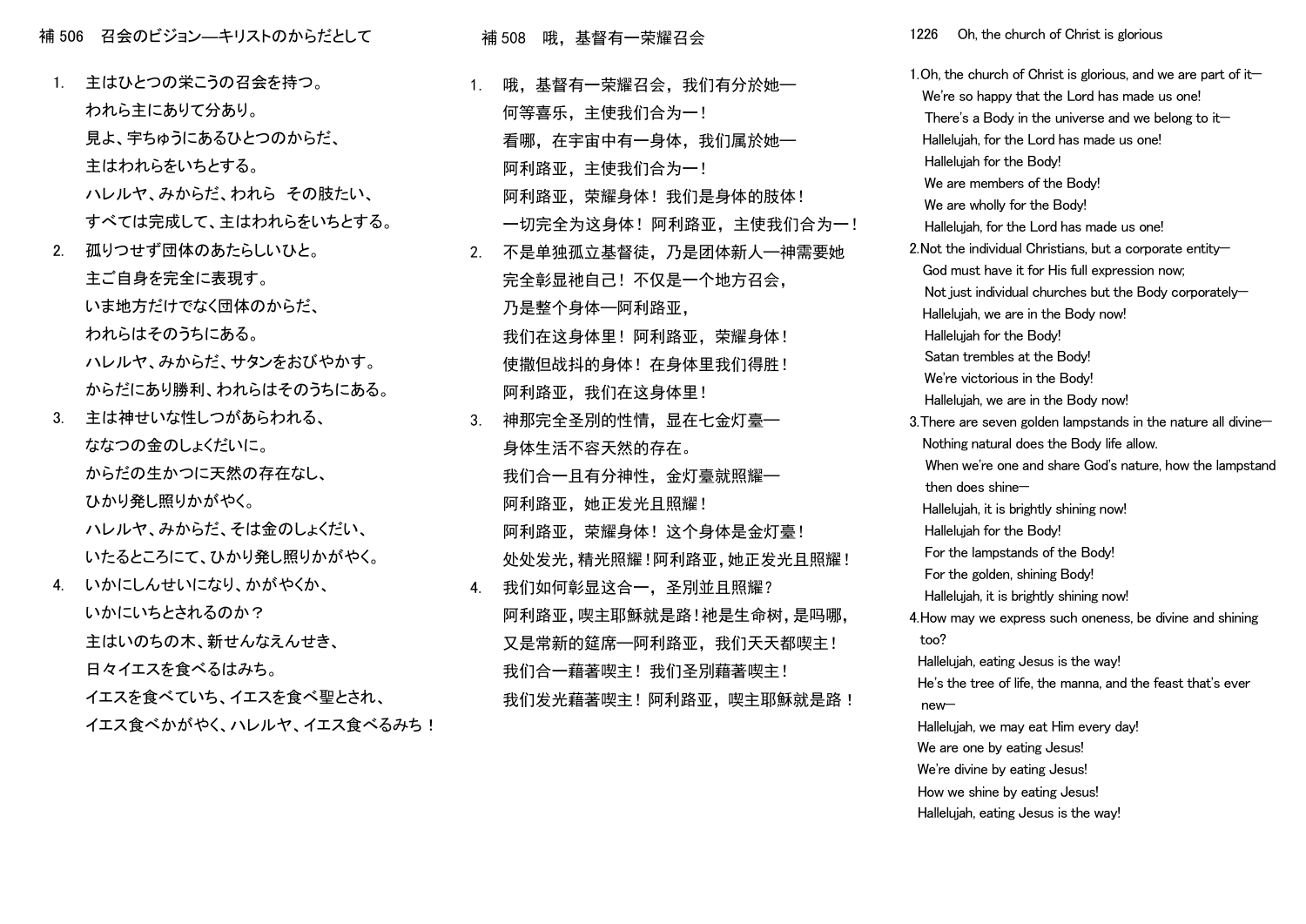## 補 506　召会のビジョン—キリストのからだとして

1. 主はひとつの栄こうの召会を持つ。
   われら主にありて分あり。
   見よ、宇ちゅうにあるひとつのからだ、
   主はわれらをいちとする。
   ハレルヤ、みからだ、われら　その肢たい、
   すべては完成して、主はわれらをいちとする。
2. 孤りつせず団体のあたらしいひと。
   主ご自身を完全に表現す。
   いま地方だけでなく団体のからだ、
   われらはそのうちにある。
   ハレルヤ、みからだ、サタンをおびやかす。
   からだにあり勝利、われらはそのうちにある。
3. 主は神せいな性しつがあらわれる、
   ななつの金のしょくだいに。
   からだの生かつに天然の存在なし、
   ひかり発し照りかがやく。
   ハレルヤ、みからだ、そは金のしょくだい、
   いたるところにて、ひかり発し照りかがやく。
4. いかにしんせいになり、かがやくか、
   いかにいちとされるのか？
   主はいのちの木、新せんなえんせき、
   日々イエスを食べるはみち。
   イエスを食べていち、イエスを食べ聖とされ、
   イエス食べかがやく、ハレルヤ、イエス食べるみち！

## 補 508　哦，基督有一荣耀召会

1. 哦，基督有一荣耀召会，我们有分於她—
   何等喜乐，主使我们合为一！
   看哪，在宇宙中有一身体，我们属於她—
   阿利路亚，主使我们合为一！
   阿利路亚，荣耀身体！我们是身体的肢体！
   一切完全为这身体！阿利路亚，主使我们合为一！
2. 不是单独孤立基督徒，乃是团体新人—神需要她
   完全彰显祂自己！不仅是一个地方召会，
   乃是整个身体—阿利路亚，
   我们在这身体里！阿利路亚，荣耀身体！
   使撒但战抖的身体！在身体里我们得胜！
   阿利路亚，我们在这身体里！
3. 神那完全圣别的性情，显在七金灯臺—
   身体生活不容天然的存在。
   我们合一且有分神性，金灯臺就照耀—
   阿利路亚，她正发光且照耀！
   阿利路亚，荣耀身体！这个身体是金灯臺！
   处处发光，精光照耀！阿利路亚，她正发光且照耀！
4. 我们如何彰显这合一，圣别並且照耀？
   阿利路亚，喫主耶稣就是路！祂是生命树，是吗哪，
   又是常新的筵席—阿利路亚，我们天天都喫主！
   我们合一藉著喫主！我们圣别藉著喫主！
   我们发光藉著喫主！阿利路亚，喫主耶稣就是路！

## 1226　Oh, the church of Christ is glorious

1. Oh, the church of Christ is glorious, and we are part of it—
   We're so happy that the Lord has made us one!
   There's a Body in the universe and we belong to it—
   Hallelujah, for the Lord has made us one!
   Hallelujah for the Body!
   We are members of the Body!
   We are wholly for the Body!
   Hallelujah, for the Lord has made us one!
2. Not the individual Christians, but a corporate entity—
   God must have it for His full expression now;
   Not just individual churches but the Body corporately—
   Hallelujah, we are in the Body now!
   Hallelujah for the Body!
   Satan trembles at the Body!
   We're victorious in the Body!
   Hallelujah, we are in the Body now!
3. There are seven golden lampstands in the nature all divine—
   Nothing natural does the Body life allow.
   When we're one and share God's nature, how the lampstand then does shine—
   Hallelujah, it is brightly shining now!
   Hallelujah for the Body!
   For the lampstands of the Body!
   For the golden, shining Body!
   Hallelujah, it is brightly shining now!
4. How may we express such oneness, be divine and shining too?
   Hallelujah, eating Jesus is the way!
   He's the tree of life, the manna, and the feast that's ever new—
   Hallelujah, we may eat Him every day!
   We are one by eating Jesus!
   We're divine by eating Jesus!
   How we shine by eating Jesus!
   Hallelujah, eating Jesus is the way!